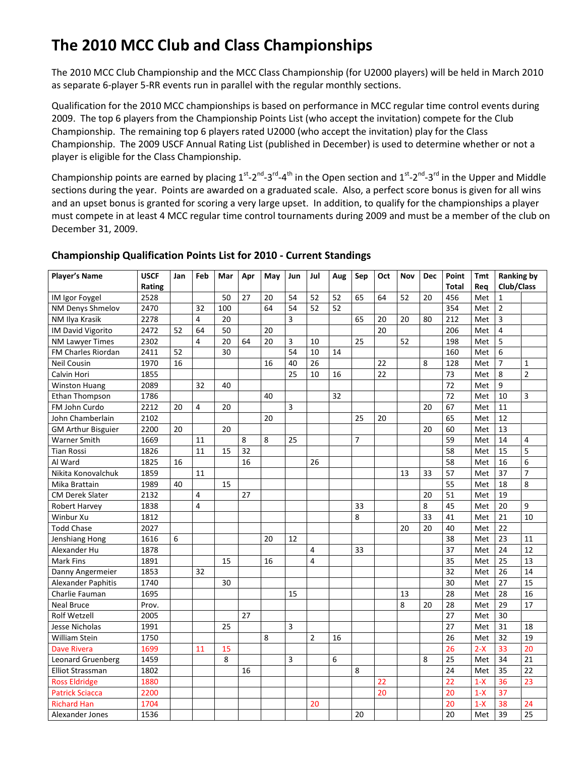# The 2010 MCC Club and Class Championships

The 2010 MCC Club Championship and the MCC Class Championship (for U2000 players) will be held in March 2010 as separate 6-player 5-RR events run in parallel with the regular monthly sections.

Qualification for the 2010 MCC championships is based on performance in MCC regular time control events during 2009. The top 6 players from the Championship Points List (who accept the invitation) compete for the Club Championship. The remaining top 6 players rated U2000 (who accept the invitation) play for the Class Championship. The 2009 USCF Annual Rating List (published in December) is used to determine whether or not a player is eligible for the Class Championship.

Championship points are earned by placing 1st-2nd-3rd-4th in the Open section and 1st-2nd-3rd in the Upper and Middle sections during the year. Points are awarded on a graduated scale. Also, a perfect score bonus is given for all wins and an upset bonus is granted for scoring a very large upset. In addition, to qualify for the championships a player must compete in at least 4 MCC regular time control tournaments during 2009 and must be a member of the club on December 31, 2009.

## Championship Qualification Points List for 2010 - Current Standings

| Player's Name | USCF Rating | Jan | Feb | Mar | Apr | May | Jun | Jul | Aug | Sep | Oct | Nov | Dec | Point Total | Tmt Req | Ranking by Club/Class | |
|---|---|---|---|---|---|---|---|---|---|---|---|---|---|---|---|---|---|
| IM Igor Foygel | 2528 | | | 50 | 27 | 20 | 54 | 52 | 52 | 65 | 64 | 52 | 20 | 456 | Met | 1 | |
| NM Denys Shmelov | 2470 | | 32 | 100 | | 64 | 54 | 52 | 52 | | | | | 354 | Met | 2 | |
| NM Ilya Krasik | 2278 | | 4 | 20 | | | 3 | | | 65 | 20 | 20 | 80 | 212 | Met | 3 | |
| IM David Vigorito | 2472 | 52 | 64 | 50 | | 20 | | | | | 20 | | | 206 | Met | 4 | |
| NM Lawyer Times | 2302 | | 4 | 20 | 64 | 20 | 3 | 10 | | 25 | | 52 | | 198 | Met | 5 | |
| FM Charles Riordan | 2411 | 52 | | 30 | | | 54 | 10 | 14 | | | | | 160 | Met | 6 | |
| Neil Cousin | 1970 | 16 | | | | 16 | 40 | 26 | | | 22 | | 8 | 128 | Met | 7 | 1 |
| Calvin Hori | 1855 | | | | | | 25 | 10 | 16 | | 22 | | | 73 | Met | 8 | 2 |
| Winston Huang | 2089 | | 32 | 40 | | | | | | | | | | 72 | Met | 9 | |
| Ethan Thompson | 1786 | | | | | 40 | | | 32 | | | | | 72 | Met | 10 | 3 |
| FM John Curdo | 2212 | 20 | 4 | 20 | | | 3 | | | | | | 20 | 67 | Met | 11 | |
| John Chamberlain | 2102 | | | | | 20 | | | | 25 | 20 | | | 65 | Met | 12 | |
| GM Arthur Bisguier | 2200 | 20 | | 20 | | | | | | | | | 20 | 60 | Met | 13 | |
| Warner Smith | 1669 | | 11 | | 8 | 8 | 25 | | | 7 | | | | 59 | Met | 14 | 4 |
| Tian Rossi | 1826 | | 11 | 15 | 32 | | | | | | | | | 58 | Met | 15 | 5 |
| Al Ward | 1825 | 16 | | | 16 | | | 26 | | | | | | 58 | Met | 16 | 6 |
| Nikita Konovalchuk | 1859 | | 11 | | | | | | | | | 13 | 33 | 57 | Met | 37 | 7 |
| Mika Brattain | 1989 | 40 | | 15 | | | | | | | | | | 55 | Met | 18 | 8 |
| CM Derek Slater | 2132 | | 4 | | 27 | | | | | | | | 20 | 51 | Met | 19 | |
| Robert Harvey | 1838 | | 4 | | | | | | | 33 | | | 8 | 45 | Met | 20 | 9 |
| Winbur Xu | 1812 | | | | | | | | | 8 | | | 33 | 41 | Met | 21 | 10 |
| Todd Chase | 2027 | | | | | | | | | | | 20 | 20 | 40 | Met | 22 | |
| Jenshiang Hong | 1616 | 6 | | | | 20 | 12 | | | | | | | 38 | Met | 23 | 11 |
| Alexander Hu | 1878 | | | | | | | 4 | | 33 | | | | 37 | Met | 24 | 12 |
| Mark Fins | 1891 | | | 15 | | 16 | | 4 | | | | | | 35 | Met | 25 | 13 |
| Danny Angermeier | 1853 | | 32 | | | | | | | | | | | 32 | Met | 26 | 14 |
| Alexander Paphitis | 1740 | | | 30 | | | | | | | | | | 30 | Met | 27 | 15 |
| Charlie Fauman | 1695 | | | | | | 15 | | | | | 13 | | 28 | Met | 28 | 16 |
| Neal Bruce | Prov. | | | | | | | | | | | 8 | 20 | 28 | Met | 29 | 17 |
| Rolf Wetzell | 2005 | | | | 27 | | | | | | | | | 27 | Met | 30 | |
| Jesse Nicholas | 1991 | | | 25 | | | 3 | | | | | | | 27 | Met | 31 | 18 |
| William Stein | 1750 | | | | | 8 | | 2 | 16 | | | | | 26 | Met | 32 | 19 |
| Dave Rivera | 1699 | | 11 | 15 | | | | | | | | | | 26 | 2-X | 33 | 20 |
| Leonard Gruenberg | 1459 | | | 8 | | | 3 | | 6 | | | | 8 | 25 | Met | 34 | 21 |
| Elliot Strassman | 1802 | | | | 16 | | | | | 8 | | | | 24 | Met | 35 | 22 |
| Ross Eldridge | 1880 | | | | | | | | | | 22 | | | 22 | 1-X | 36 | 23 |
| Patrick Sciacca | 2200 | | | | | | | | | | 20 | | | 20 | 1-X | 37 | |
| Richard Han | 1704 | | | | | | | 20 | | | | | | 20 | 1-X | 38 | 24 |
| Alexander Jones | 1536 | | | | | | | | | 20 | | | | 20 | Met | 39 | 25 |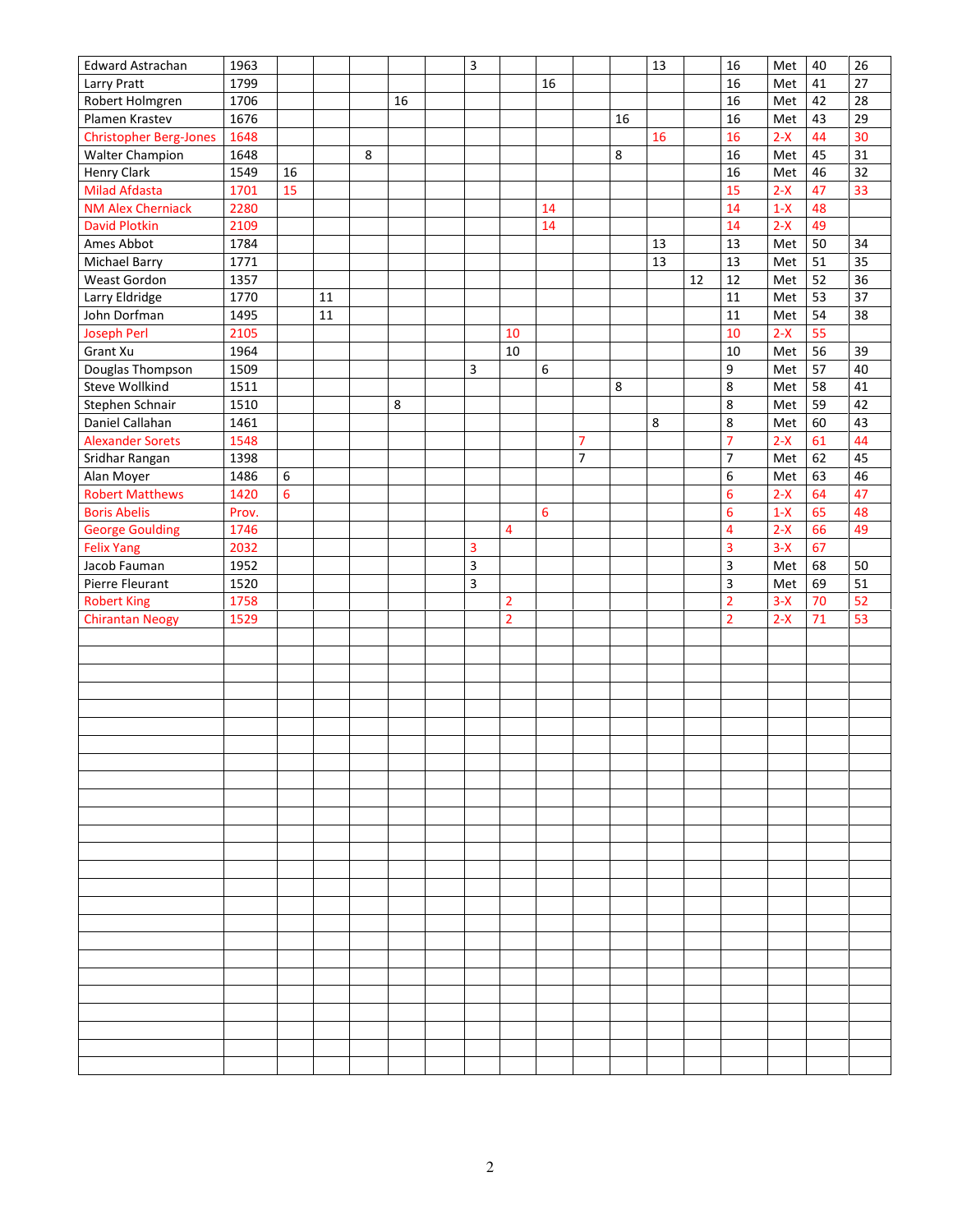| | | | | | | | | | | | | | | | | | |
|---|---|---|---|---|---|---|---|---|---|---|---|---|---|---|---|---|---|
| Edward Astrachan | 1963 | | | | | | 3 | | | | | 13 | | 16 | Met | 40 | 26 |
| Larry Pratt | 1799 | | | | | | | | 16 | | | | | 16 | Met | 41 | 27 |
| Robert Holmgren | 1706 | | | | 16 | | | | | | | | | 16 | Met | 42 | 28 |
| Plamen Krastev | 1676 | | | | | | | | | | 16 | | | 16 | Met | 43 | 29 |
| Christopher Berg-Jones | 1648 | | | | | | | | | | | 16 | | 16 | 2-X | 44 | 30 |
| Walter Champion | 1648 | | | 8 | | | | | | | 8 | | | 16 | Met | 45 | 31 |
| Henry Clark | 1549 | 16 | | | | | | | | | | | | 16 | Met | 46 | 32 |
| Milad Afdasta | 1701 | 15 | | | | | | | | | | | | 15 | 2-X | 47 | 33 |
| NM Alex Cherniack | 2280 | | | | | | | | 14 | | | | | 14 | 1-X | 48 | |
| David Plotkin | 2109 | | | | | | | | 14 | | | | | 14 | 2-X | 49 | |
| Ames Abbot | 1784 | | | | | | | | | | | 13 | | 13 | Met | 50 | 34 |
| Michael Barry | 1771 | | | | | | | | | | | 13 | | 13 | Met | 51 | 35 |
| Weast Gordon | 1357 | | | | | | | | | | | | 12 | 12 | Met | 52 | 36 |
| Larry Eldridge | 1770 | | 11 | | | | | | | | | | | 11 | Met | 53 | 37 |
| John Dorfman | 1495 | | 11 | | | | | | | | | | | 11 | Met | 54 | 38 |
| Joseph Perl | 2105 | | | | | | | 10 | | | | | | 10 | 2-X | 55 | |
| Grant Xu | 1964 | | | | | | | 10 | | | | | | 10 | Met | 56 | 39 |
| Douglas Thompson | 1509 | | | | | | 3 | | 6 | | | | | 9 | Met | 57 | 40 |
| Steve Wollkind | 1511 | | | | | | | | | | 8 | | | 8 | Met | 58 | 41 |
| Stephen Schnair | 1510 | | | | 8 | | | | | | | | | 8 | Met | 59 | 42 |
| Daniel Callahan | 1461 | | | | | | | | | | | 8 | | 8 | Met | 60 | 43 |
| Alexander Sorets | 1548 | | | | | | | | | 7 | | | | 7 | 2-X | 61 | 44 |
| Sridhar Rangan | 1398 | | | | | | | | | 7 | | | | 7 | Met | 62 | 45 |
| Alan Moyer | 1486 | 6 | | | | | | | | | | | | 6 | Met | 63 | 46 |
| Robert Matthews | 1420 | 6 | | | | | | | | | | | | 6 | 2-X | 64 | 47 |
| Boris Abelis | Prov. | | | | | | | | 6 | | | | | 6 | 1-X | 65 | 48 |
| George Goulding | 1746 | | | | | | | 4 | | | | | | 4 | 2-X | 66 | 49 |
| Felix Yang | 2032 | | | | | | 3 | | | | | | | 3 | 3-X | 67 | |
| Jacob Fauman | 1952 | | | | | | 3 | | | | | | | 3 | Met | 68 | 50 |
| Pierre Fleurant | 1520 | | | | | | 3 | | | | | | | 3 | Met | 69 | 51 |
| Robert King | 1758 | | | | | | | 2 | | | | | | 2 | 3-X | 70 | 52 |
| Chirantan Neogy | 1529 | | | | | | | 2 | | | | | | 2 | 2-X | 71 | 53 |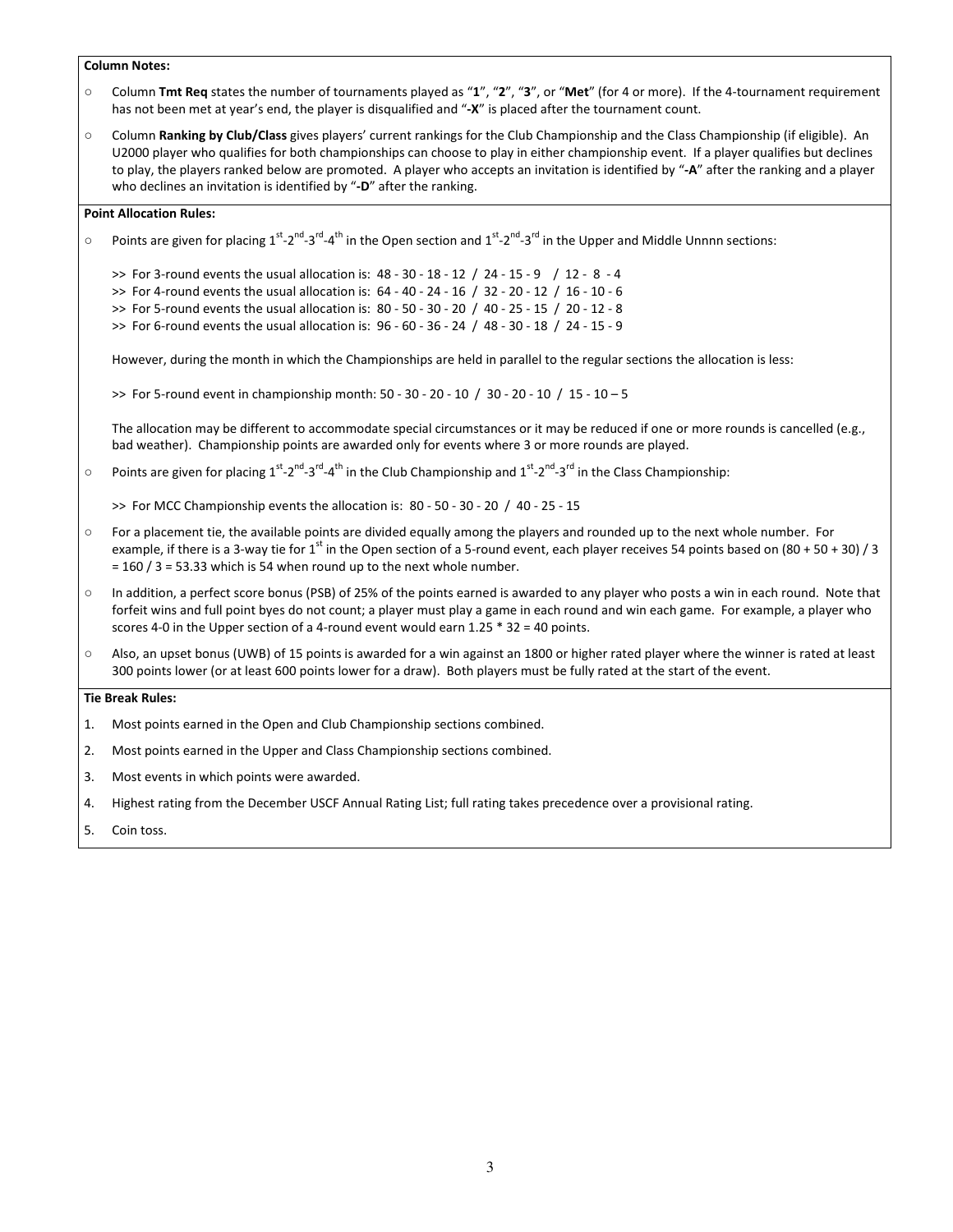**Column Notes:**

- Column **Tmt Req** states the number of tournaments played as "**1**", "**2**", "**3**", or "**Met**" (for 4 or more). If the 4-tournament requirement has not been met at year's end, the player is disqualified and "**-X**" is placed after the tournament count.
- Column **Ranking by Club/Class** gives players' current rankings for the Club Championship and the Class Championship (if eligible). An U2000 player who qualifies for both championships can choose to play in either championship event. If a player qualifies but declines to play, the players ranked below are promoted. A player who accepts an invitation is identified by "**-A**" after the ranking and a player who declines an invitation is identified by "**-D**" after the ranking.

**Point Allocation Rules:**

- Points are given for placing 1st-2nd-3rd-4th in the Open section and 1st-2nd-3rd in the Upper and Middle Unnnn sections:

  >> For 3-round events the usual allocation is: 48 - 30 - 18 - 12 / 24 - 15 - 9 / 12 - 8 - 4
  >> For 4-round events the usual allocation is: 64 - 40 - 24 - 16 / 32 - 20 - 12 / 16 - 10 - 6
  >> For 5-round events the usual allocation is: 80 - 50 - 30 - 20 / 40 - 25 - 15 / 20 - 12 - 8
  >> For 6-round events the usual allocation is: 96 - 60 - 36 - 24 / 48 - 30 - 18 / 24 - 15 - 9

  However, during the month in which the Championships are held in parallel to the regular sections the allocation is less:

  >> For 5-round event in championship month: 50 - 30 - 20 - 10 / 30 - 20 - 10 / 15 - 10 – 5

  The allocation may be different to accommodate special circumstances or it may be reduced if one or more rounds is cancelled (e.g., bad weather). Championship points are awarded only for events where 3 or more rounds are played.

- Points are given for placing 1st-2nd-3rd-4th in the Club Championship and 1st-2nd-3rd in the Class Championship:

  >> For MCC Championship events the allocation is: 80 - 50 - 30 - 20 / 40 - 25 - 15

- For a placement tie, the available points are divided equally among the players and rounded up to the next whole number. For example, if there is a 3-way tie for 1st in the Open section of a 5-round event, each player receives 54 points based on (80 + 50 + 30) / 3 = 160 / 3 = 53.33 which is 54 when round up to the next whole number.
- In addition, a perfect score bonus (PSB) of 25% of the points earned is awarded to any player who posts a win in each round. Note that forfeit wins and full point byes do not count; a player must play a game in each round and win each game. For example, a player who scores 4-0 in the Upper section of a 4-round event would earn 1.25 * 32 = 40 points.
- Also, an upset bonus (UWB) of 15 points is awarded for a win against an 1800 or higher rated player where the winner is rated at least 300 points lower (or at least 600 points lower for a draw). Both players must be fully rated at the start of the event.

**Tie Break Rules:**

1. Most points earned in the Open and Club Championship sections combined.
2. Most points earned in the Upper and Class Championship sections combined.
3. Most events in which points were awarded.
4. Highest rating from the December USCF Annual Rating List; full rating takes precedence over a provisional rating.
5. Coin toss.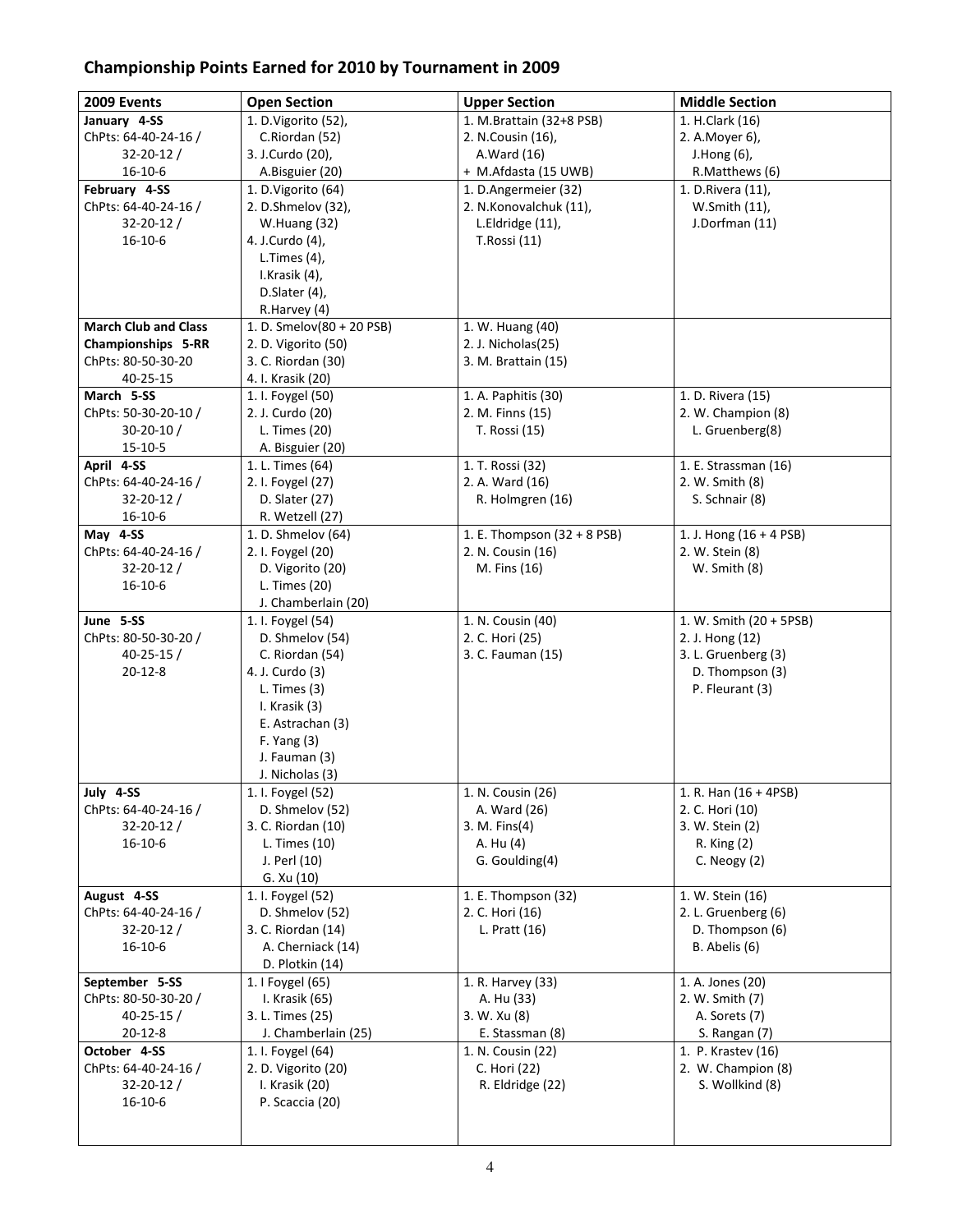## Championship Points Earned for 2010 by Tournament in 2009

| 2009 Events | Open Section | Upper Section | Middle Section |
|---|---|---|---|
| **January 4-SS**<br>ChPts: 64-40-24-16 /<br>32-20-12 /<br>16-10-6 | 1. D.Vigorito (52),<br>C.Riordan (52)<br>3. J.Curdo (20),<br>A.Bisguier (20) | 1. M.Brattain (32+8 PSB)<br>2. N.Cousin (16),<br>A.Ward (16)<br>+ M.Afdasta (15 UWB) | 1. H.Clark (16)<br>2. A.Moyer 6),<br>J.Hong (6),<br>R.Matthews (6) |
| **February 4-SS**<br>ChPts: 64-40-24-16 /<br>32-20-12 /<br>16-10-6 | 1. D.Vigorito (64)<br>2. D.Shmelov (32),<br>W.Huang (32)<br>4. J.Curdo (4),<br>L.Times (4),<br>I.Krasik (4),<br>D.Slater (4),<br>R.Harvey (4) | 1. D.Angermeier (32)<br>2. N.Konovalchuk (11),<br>L.Eldridge (11),<br>T.Rossi (11) | 1. D.Rivera (11),<br>W.Smith (11),<br>J.Dorfman (11) |
| **March Club and Class Championships 5-RR**<br>ChPts: 80-50-30-20<br>40-25-15 | 1. D. Smelov(80 + 20 PSB)<br>2. D. Vigorito (50)<br>3. C. Riordan (30)<br>4. I. Krasik (20) | 1. W. Huang (40)<br>2. J. Nicholas(25)<br>3. M. Brattain (15) | |
| **March 5-SS**<br>ChPts: 50-30-20-10 /<br>30-20-10 /<br>15-10-5 | 1. I. Foygel (50)<br>2. J. Curdo (20)<br>L. Times (20)<br>A. Bisguier (20) | 1. A. Paphitis (30)<br>2. M. Finns (15)<br>T. Rossi (15) | 1. D. Rivera (15)<br>2. W. Champion (8)<br>L. Gruenberg(8) |
| **April 4-SS**<br>ChPts: 64-40-24-16 /<br>32-20-12 /<br>16-10-6 | 1. L. Times (64)<br>2. I. Foygel (27)<br>D. Slater (27)<br>R. Wetzell (27) | 1. T. Rossi (32)<br>2. A. Ward (16)<br>R. Holmgren (16) | 1. E. Strassman (16)<br>2. W. Smith (8)<br>S. Schnair (8) |
| **May 4-SS**<br>ChPts: 64-40-24-16 /<br>32-20-12 /<br>16-10-6 | 1. D. Shmelov (64)<br>2. I. Foygel (20)<br>D. Vigorito (20)<br>L. Times (20)<br>J. Chamberlain (20) | 1. E. Thompson (32 + 8 PSB)<br>2. N. Cousin (16)<br>M. Fins (16) | 1. J. Hong (16 + 4 PSB)<br>2. W. Stein (8)<br>W. Smith (8) |
| **June 5-SS**<br>ChPts: 80-50-30-20 /<br>40-25-15 /<br>20-12-8 | 1. I. Foygel (54)<br>D. Shmelov (54)<br>C. Riordan (54)<br>4. J. Curdo (3)<br>L. Times (3)<br>I. Krasik (3)<br>E. Astrachan (3)<br>F. Yang (3)<br>J. Fauman (3)<br>J. Nicholas (3) | 1. N. Cousin (40)<br>2. C. Hori (25)<br>3. C. Fauman (15) | 1. W. Smith (20 + 5PSB)<br>2. J. Hong (12)<br>3. L. Gruenberg (3)<br>D. Thompson (3)<br>P. Fleurant (3) |
| **July 4-SS**<br>ChPts: 64-40-24-16 /<br>32-20-12 /<br>16-10-6 | 1. I. Foygel (52)<br>D. Shmelov (52)<br>3. C. Riordan (10)<br>L. Times (10)<br>J. Perl (10)<br>G. Xu (10) | 1. N. Cousin (26)<br>A. Ward (26)<br>3. M. Fins(4)<br>A. Hu (4)<br>G. Goulding(4) | 1. R. Han (16 + 4PSB)<br>2. C. Hori (10)<br>3. W. Stein (2)<br>R. King (2)<br>C. Neogy (2) |
| **August 4-SS**<br>ChPts: 64-40-24-16 /<br>32-20-12 /<br>16-10-6 | 1. I. Foygel (52)<br>D. Shmelov (52)<br>3. C. Riordan (14)<br>A. Cherniack (14)<br>D. Plotkin (14) | 1. E. Thompson (32)<br>2. C. Hori (16)<br>L. Pratt (16) | 1. W. Stein (16)<br>2. L. Gruenberg (6)<br>D. Thompson (6)<br>B. Abelis (6) |
| **September 5-SS**<br>ChPts: 80-50-30-20 /<br>40-25-15 /<br>20-12-8 | 1. I Foygel (65)<br>I. Krasik (65)<br>3. L. Times (25)<br>J. Chamberlain (25) | 1. R. Harvey (33)<br>A. Hu (33)<br>3. W. Xu (8)<br>E. Stassman (8) | 1. A. Jones (20)<br>2. W. Smith (7)<br>A. Sorets (7)<br>S. Rangan (7) |
| **October 4-SS**<br>ChPts: 64-40-24-16 /<br>32-20-12 /<br>16-10-6 | 1. I. Foygel (64)<br>2. D. Vigorito (20)<br>I. Krasik (20)<br>P. Scaccia (20) | 1. N. Cousin (22)<br>C. Hori (22)<br>R. Eldridge (22) | 1. P. Krastev (16)<br>2. W. Champion (8)<br>S. Wollkind (8) |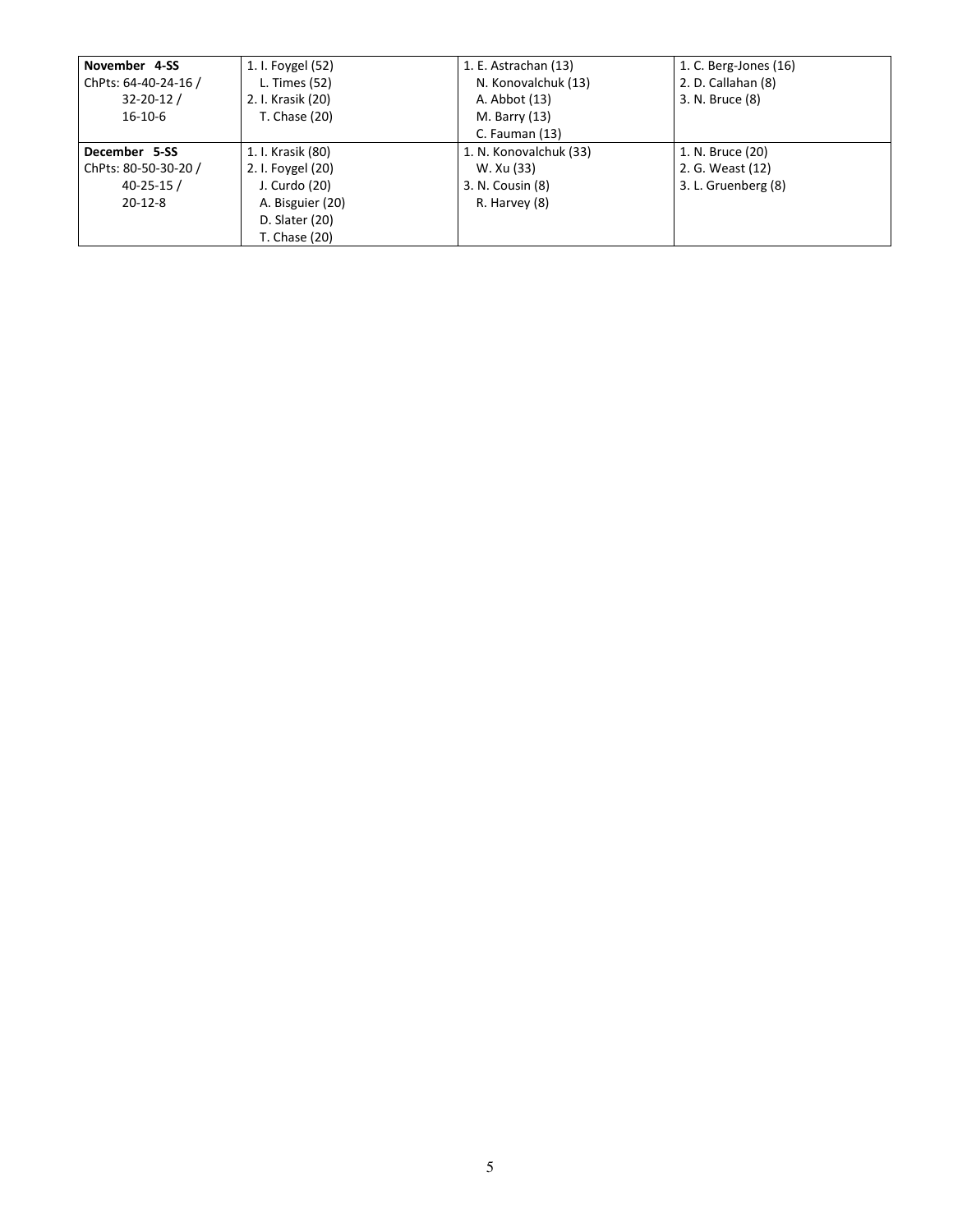| | | | |
|---|---|---|---|
| **November 4-SS**<br>ChPts: 64-40-24-16 /<br>32-20-12 /<br>16-10-6 | 1. I. Foygel (52)<br>L. Times (52)<br>2. I. Krasik (20)<br>T. Chase (20) | 1. E. Astrachan (13)<br>N. Konovalchuk (13)<br>A. Abbot (13)<br>M. Barry (13)<br>C. Fauman (13) | 1. C. Berg-Jones (16)<br>2. D. Callahan (8)<br>3. N. Bruce (8) |
| **December 5-SS**<br>ChPts: 80-50-30-20 /<br>40-25-15 /<br>20-12-8 | 1. I. Krasik (80)<br>2. I. Foygel (20)<br>J. Curdo (20)<br>A. Bisguier (20)<br>D. Slater (20)<br>T. Chase (20) | 1. N. Konovalchuk (33)<br>W. Xu (33)<br>3. N. Cousin (8)<br>R. Harvey (8) | 1. N. Bruce (20)<br>2. G. Weast (12)<br>3. L. Gruenberg (8) |